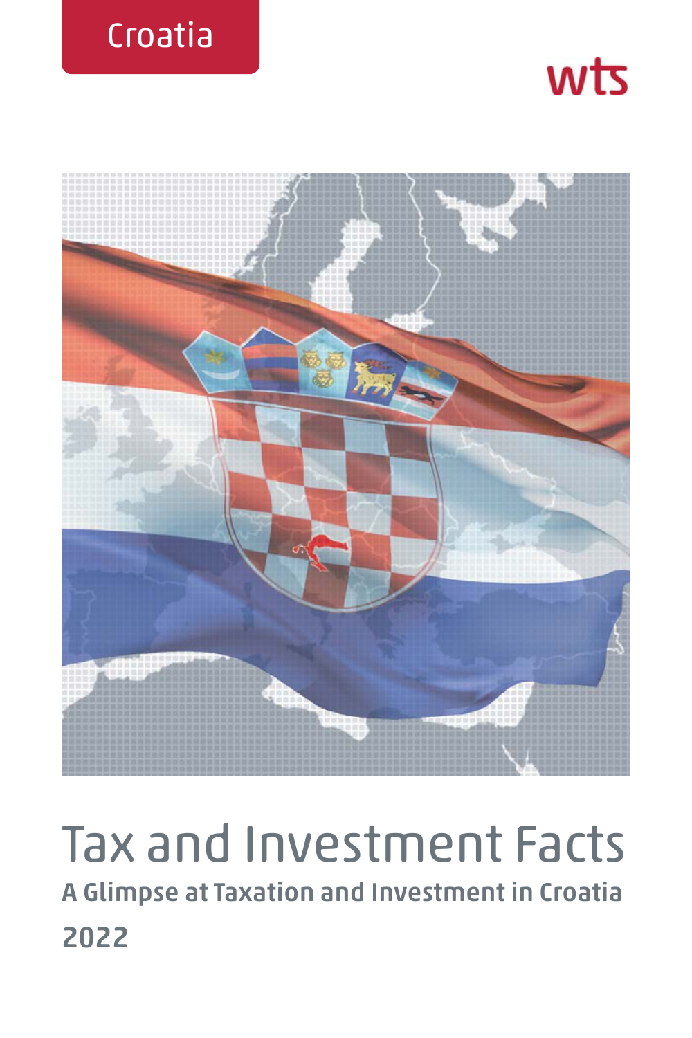Croatia

wts

# Tax and Investment Facts

## A Glimpse at Taxation and Investment in Croatia

## 2022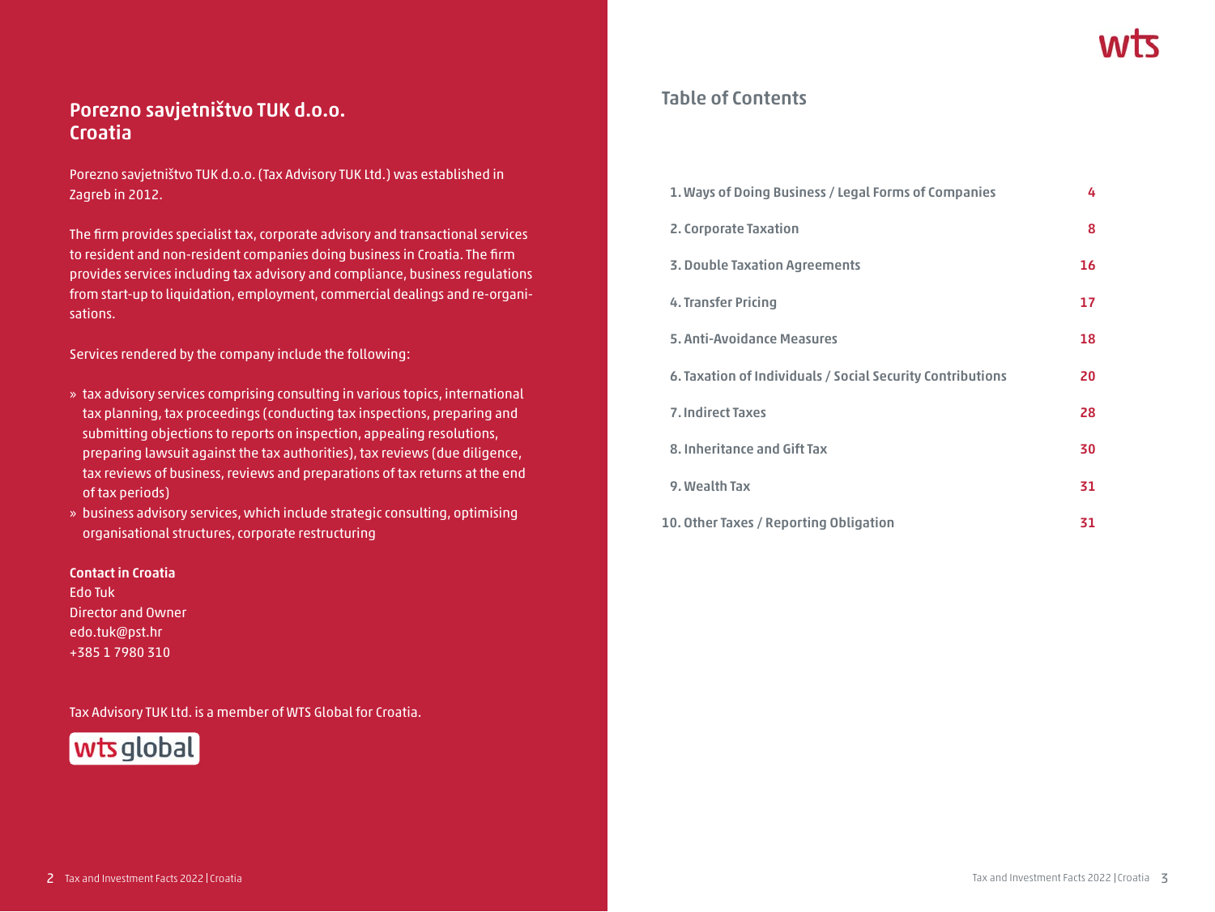## Porezno savjetništvo TUK d.o.o. Croatia

Porezno savjetništvo TUK d.o.o. (Tax Advisory TUK Ltd.) was established in Zagreb in 2012.

The firm provides specialist tax, corporate advisory and transactional services to resident and non-resident companies doing business in Croatia. The firm provides services including tax advisory and compliance, business regulations from start-up to liquidation, employment, commercial dealings and re-organisations.

Services rendered by the company include the following:

» tax advisory services comprising consulting in various topics, international tax planning, tax proceedings (conducting tax inspections, preparing and submitting objections to reports on inspection, appealing resolutions, preparing lawsuit against the tax authorities), tax reviews (due diligence, tax reviews of business, reviews and preparations of tax returns at the end of tax periods)

» business advisory services, which include strategic consulting, optimising organisational structures, corporate restructuring

**Contact in Croatia**
Edo Tuk
Director and Owner
edo.tuk@pst.hr
+385 1 7980 310

Tax Advisory TUK Ltd. is a member of WTS Global for Croatia.

## Table of Contents

| | |
|---|---|
| 1. Ways of Doing Business / Legal Forms of Companies | 4 |
| 2. Corporate Taxation | 8 |
| 3. Double Taxation Agreements | 16 |
| 4. Transfer Pricing | 17 |
| 5. Anti-Avoidance Measures | 18 |
| 6. Taxation of Individuals / Social Security Contributions | 20 |
| 7. Indirect Taxes | 28 |
| 8. Inheritance and Gift Tax | 30 |
| 9. Wealth Tax | 31 |
| 10. Other Taxes / Reporting Obligation | 31 |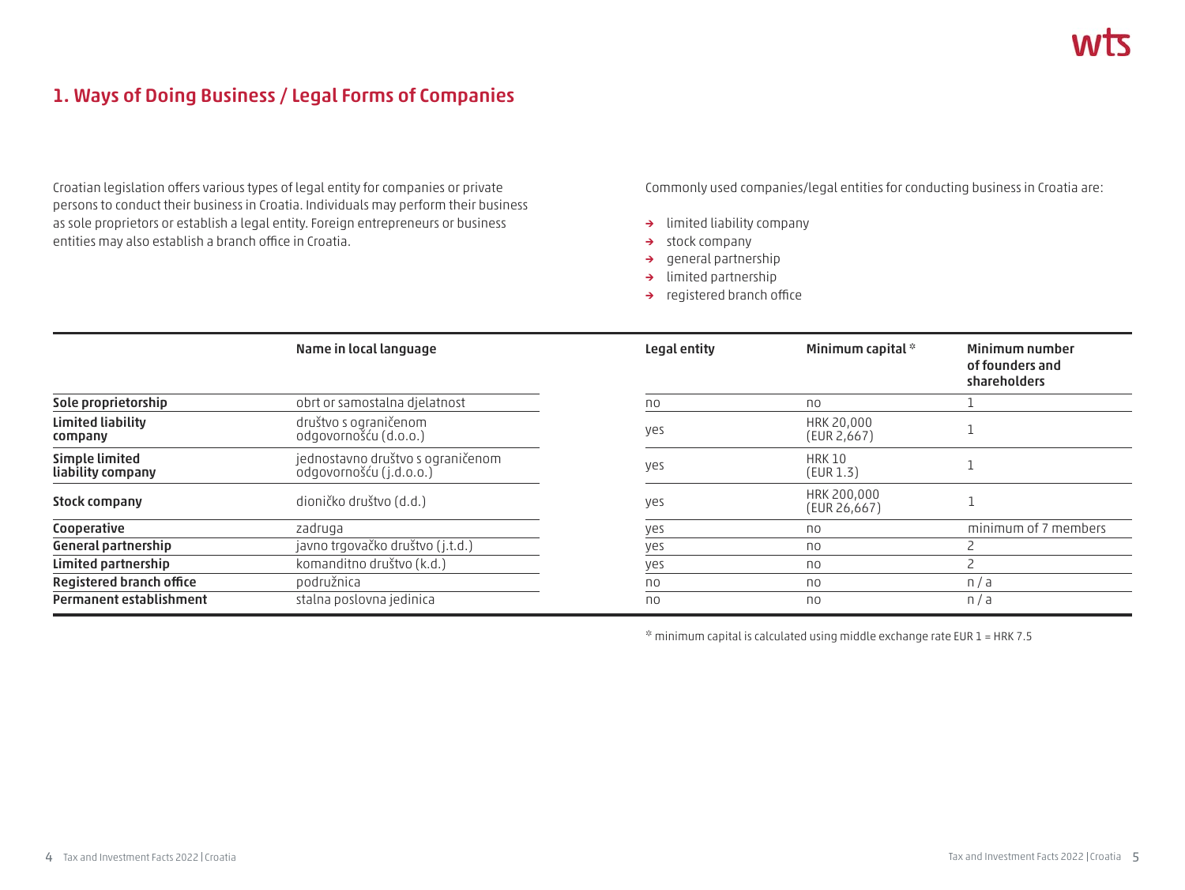# 1. Ways of Doing Business / Legal Forms of Companies

Croatian legislation offers various types of legal entity for companies or private persons to conduct their business in Croatia. Individuals may perform their business as sole proprietors or establish a legal entity. Foreign entrepreneurs or business entities may also establish a branch office in Croatia.

Commonly used companies/legal entities for conducting business in Croatia are:

- → limited liability company
- → stock company
- → general partnership
- → limited partnership
- → registered branch office

| | Name in local language | Legal entity | Minimum capital * | Minimum number of founders and shareholders |
|---|---|---|---|---|
| **Sole proprietorship** | obrt or samostalna djelatnost | no | no | 1 |
| **Limited liability company** | društvo s ograničenom odgovornošću (d.o.o.) | yes | HRK 20,000 (EUR 2,667) | 1 |
| **Simple limited liability company** | jednostavno društvo s ograničenom odgovornošću (j.d.o.o.) | yes | HRK 10 (EUR 1.3) | 1 |
| **Stock company** | dioničko društvo (d.d.) | yes | HRK 200,000 (EUR 26,667) | 1 |
| **Cooperative** | zadruga | yes | no | minimum of 7 members |
| **General partnership** | javno trgovačko društvo (j.t.d.) | yes | no | 2 |
| **Limited partnership** | komanditno društvo (k.d.) | yes | no | 2 |
| **Registered branch office** | podružnica | no | no | n / a |
| **Permanent establishment** | stalna poslovna jedinica | no | no | n / a |

* minimum capital is calculated using middle exchange rate EUR 1 = HRK 7.5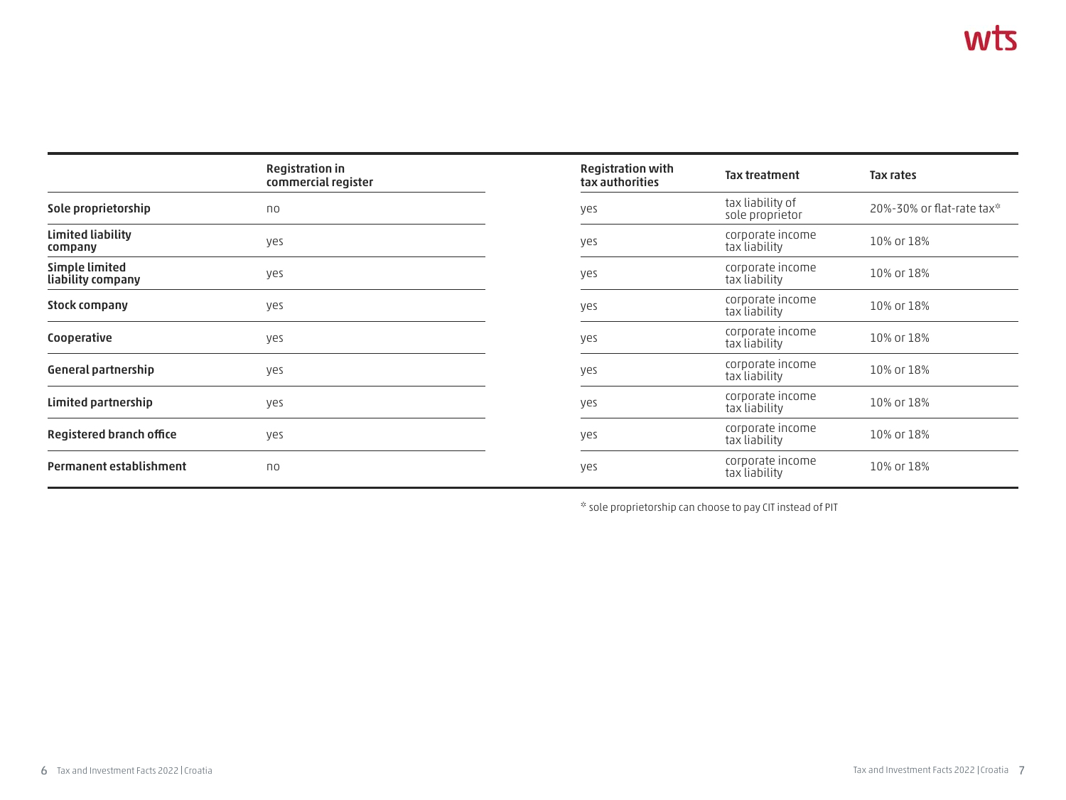| | Registration in commercial register | Registration with tax authorities | Tax treatment | Tax rates |
|---|---|---|---|---|
| **Sole proprietorship** | no | yes | tax liability of sole proprietor | 20%-30% or flat-rate tax* |
| **Limited liability company** | yes | yes | corporate income tax liability | 10% or 18% |
| **Simple limited liability company** | yes | yes | corporate income tax liability | 10% or 18% |
| **Stock company** | yes | yes | corporate income tax liability | 10% or 18% |
| **Cooperative** | yes | yes | corporate income tax liability | 10% or 18% |
| **General partnership** | yes | yes | corporate income tax liability | 10% or 18% |
| **Limited partnership** | yes | yes | corporate income tax liability | 10% or 18% |
| **Registered branch office** | yes | yes | corporate income tax liability | 10% or 18% |
| **Permanent establishment** | no | yes | corporate income tax liability | 10% or 18% |

* sole proprietorship can choose to pay CIT instead of PIT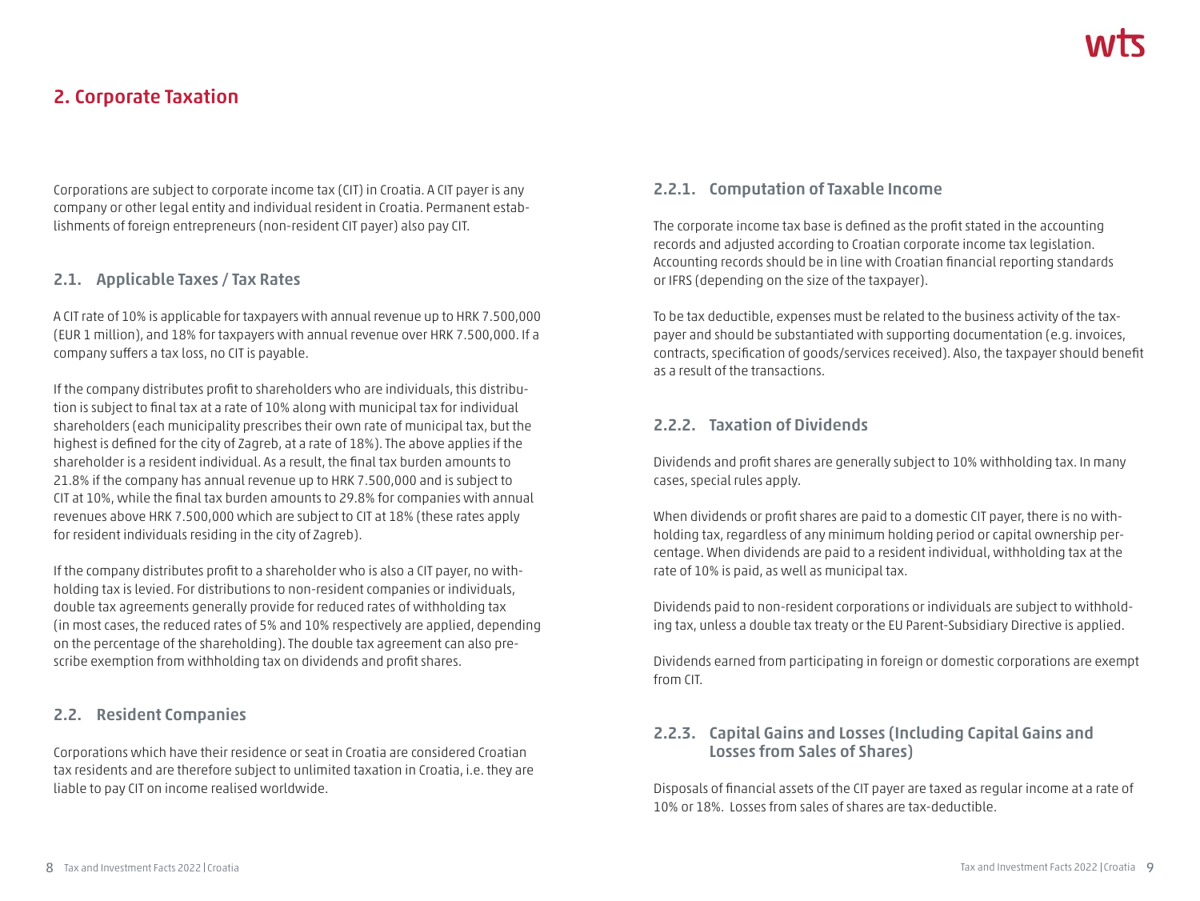## 2. Corporate Taxation

Corporations are subject to corporate income tax (CIT) in Croatia. A CIT payer is any company or other legal entity and individual resident in Croatia. Permanent establishments of foreign entrepreneurs (non-resident CIT payer) also pay CIT.

### 2.1. Applicable Taxes / Tax Rates

A CIT rate of 10% is applicable for taxpayers with annual revenue up to HRK 7.500,000 (EUR 1 million), and 18% for taxpayers with annual revenue over HRK 7.500,000. If a company suffers a tax loss, no CIT is payable.

If the company distributes profit to shareholders who are individuals, this distribution is subject to final tax at a rate of 10% along with municipal tax for individual shareholders (each municipality prescribes their own rate of municipal tax, but the highest is defined for the city of Zagreb, at a rate of 18%). The above applies if the shareholder is a resident individual. As a result, the final tax burden amounts to 21.8% if the company has annual revenue up to HRK 7.500,000 and is subject to CIT at 10%, while the final tax burden amounts to 29.8% for companies with annual revenues above HRK 7.500,000 which are subject to CIT at 18% (these rates apply for resident individuals residing in the city of Zagreb).

If the company distributes profit to a shareholder who is also a CIT payer, no withholding tax is levied. For distributions to non-resident companies or individuals, double tax agreements generally provide for reduced rates of withholding tax (in most cases, the reduced rates of 5% and 10% respectively are applied, depending on the percentage of the shareholding). The double tax agreement can also prescribe exemption from withholding tax on dividends and profit shares.

### 2.2. Resident Companies

Corporations which have their residence or seat in Croatia are considered Croatian tax residents and are therefore subject to unlimited taxation in Croatia, i.e. they are liable to pay CIT on income realised worldwide.

#### 2.2.1. Computation of Taxable Income

The corporate income tax base is defined as the profit stated in the accounting records and adjusted according to Croatian corporate income tax legislation. Accounting records should be in line with Croatian financial reporting standards or IFRS (depending on the size of the taxpayer).

To be tax deductible, expenses must be related to the business activity of the taxpayer and should be substantiated with supporting documentation (e.g. invoices, contracts, specification of goods/services received). Also, the taxpayer should benefit as a result of the transactions.

#### 2.2.2. Taxation of Dividends

Dividends and profit shares are generally subject to 10% withholding tax. In many cases, special rules apply.

When dividends or profit shares are paid to a domestic CIT payer, there is no withholding tax, regardless of any minimum holding period or capital ownership percentage. When dividends are paid to a resident individual, withholding tax at the rate of 10% is paid, as well as municipal tax.

Dividends paid to non-resident corporations or individuals are subject to withholding tax, unless a double tax treaty or the EU Parent-Subsidiary Directive is applied.

Dividends earned from participating in foreign or domestic corporations are exempt from CIT.

#### 2.2.3. Capital Gains and Losses (Including Capital Gains and Losses from Sales of Shares)

Disposals of financial assets of the CIT payer are taxed as regular income at a rate of 10% or 18%. Losses from sales of shares are tax-deductible.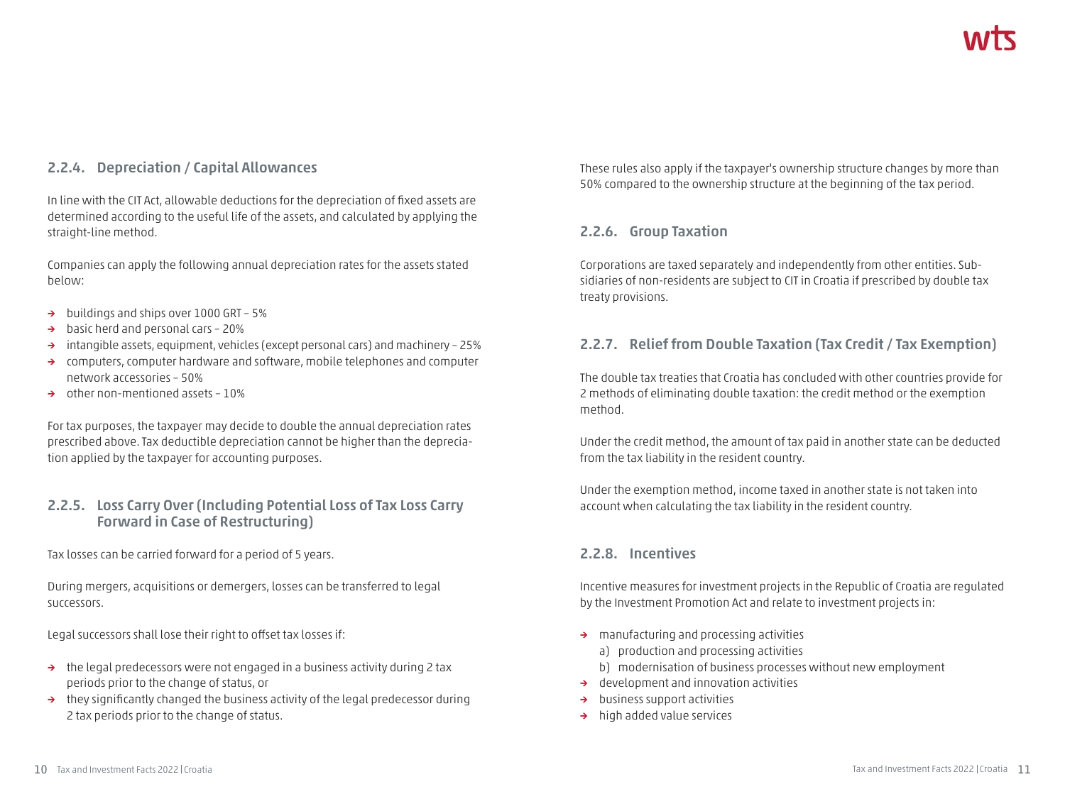### 2.2.4. Depreciation / Capital Allowances

In line with the CIT Act, allowable deductions for the depreciation of fixed assets are determined according to the useful life of the assets, and calculated by applying the straight-line method.

Companies can apply the following annual depreciation rates for the assets stated below:

- buildings and ships over 1000 GRT – 5%
- basic herd and personal cars – 20%
- intangible assets, equipment, vehicles (except personal cars) and machinery – 25%
- computers, computer hardware and software, mobile telephones and computer network accessories – 50%
- other non-mentioned assets – 10%

For tax purposes, the taxpayer may decide to double the annual depreciation rates prescribed above. Tax deductible depreciation cannot be higher than the depreciation applied by the taxpayer for accounting purposes.

### 2.2.5. Loss Carry Over (Including Potential Loss of Tax Loss Carry Forward in Case of Restructuring)

Tax losses can be carried forward for a period of 5 years.

During mergers, acquisitions or demergers, losses can be transferred to legal successors.

Legal successors shall lose their right to offset tax losses if:

- the legal predecessors were not engaged in a business activity during 2 tax periods prior to the change of status, or
- they significantly changed the business activity of the legal predecessor during 2 tax periods prior to the change of status.

These rules also apply if the taxpayer's ownership structure changes by more than 50% compared to the ownership structure at the beginning of the tax period.

### 2.2.6. Group Taxation

Corporations are taxed separately and independently from other entities. Subsidiaries of non-residents are subject to CIT in Croatia if prescribed by double tax treaty provisions.

### 2.2.7. Relief from Double Taxation (Tax Credit / Tax Exemption)

The double tax treaties that Croatia has concluded with other countries provide for 2 methods of eliminating double taxation: the credit method or the exemption method.

Under the credit method, the amount of tax paid in another state can be deducted from the tax liability in the resident country.

Under the exemption method, income taxed in another state is not taken into account when calculating the tax liability in the resident country.

### 2.2.8. Incentives

Incentive measures for investment projects in the Republic of Croatia are regulated by the Investment Promotion Act and relate to investment projects in:

- manufacturing and processing activities
  - a) production and processing activities
  - b) modernisation of business processes without new employment
- development and innovation activities
- business support activities
- high added value services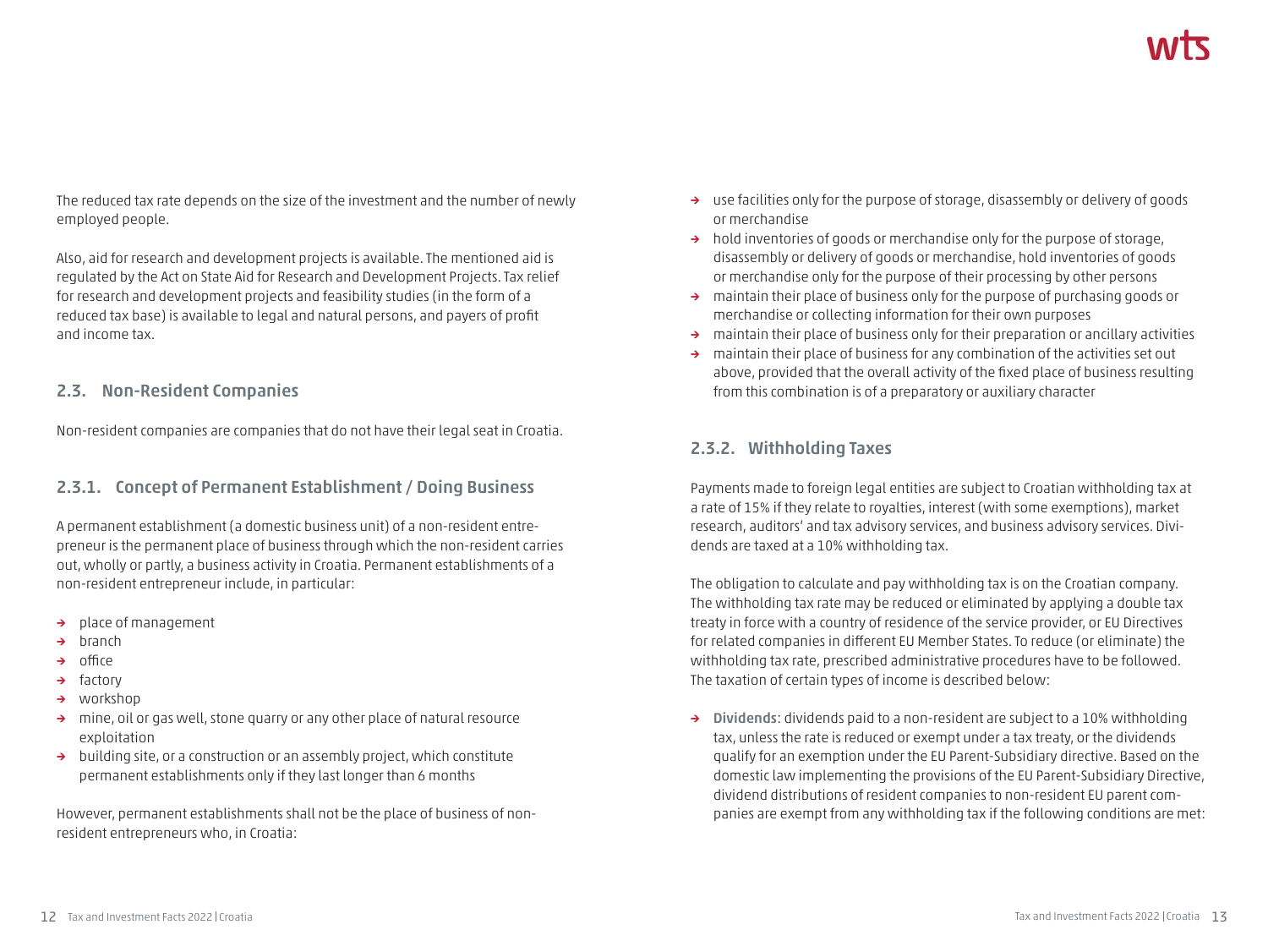The reduced tax rate depends on the size of the investment and the number of newly employed people.

Also, aid for research and development projects is available. The mentioned aid is regulated by the Act on State Aid for Research and Development Projects. Tax relief for research and development projects and feasibility studies (in the form of a reduced tax base) is available to legal and natural persons, and payers of profit and income tax.

## 2.3. Non-Resident Companies

Non-resident companies are companies that do not have their legal seat in Croatia.

### 2.3.1. Concept of Permanent Establishment / Doing Business

A permanent establishment (a domestic business unit) of a non-resident entrepreneur is the permanent place of business through which the non-resident carries out, wholly or partly, a business activity in Croatia. Permanent establishments of a non-resident entrepreneur include, in particular:

- place of management
- branch
- office
- factory
- workshop
- mine, oil or gas well, stone quarry or any other place of natural resource exploitation
- building site, or a construction or an assembly project, which constitute permanent establishments only if they last longer than 6 months

However, permanent establishments shall not be the place of business of non-resident entrepreneurs who, in Croatia:

- use facilities only for the purpose of storage, disassembly or delivery of goods or merchandise
- hold inventories of goods or merchandise only for the purpose of storage, disassembly or delivery of goods or merchandise, hold inventories of goods or merchandise only for the purpose of their processing by other persons
- maintain their place of business only for the purpose of purchasing goods or merchandise or collecting information for their own purposes
- maintain their place of business only for their preparation or ancillary activities
- maintain their place of business for any combination of the activities set out above, provided that the overall activity of the fixed place of business resulting from this combination is of a preparatory or auxiliary character

### 2.3.2. Withholding Taxes

Payments made to foreign legal entities are subject to Croatian withholding tax at a rate of 15% if they relate to royalties, interest (with some exemptions), market research, auditors' and tax advisory services, and business advisory services. Dividends are taxed at a 10% withholding tax.

The obligation to calculate and pay withholding tax is on the Croatian company. The withholding tax rate may be reduced or eliminated by applying a double tax treaty in force with a country of residence of the service provider, or EU Directives for related companies in different EU Member States. To reduce (or eliminate) the withholding tax rate, prescribed administrative procedures have to be followed. The taxation of certain types of income is described below:

- **Dividends**: dividends paid to a non-resident are subject to a 10% withholding tax, unless the rate is reduced or exempt under a tax treaty, or the dividends qualify for an exemption under the EU Parent-Subsidiary directive. Based on the domestic law implementing the provisions of the EU Parent-Subsidiary Directive, dividend distributions of resident companies to non-resident EU parent companies are exempt from any withholding tax if the following conditions are met: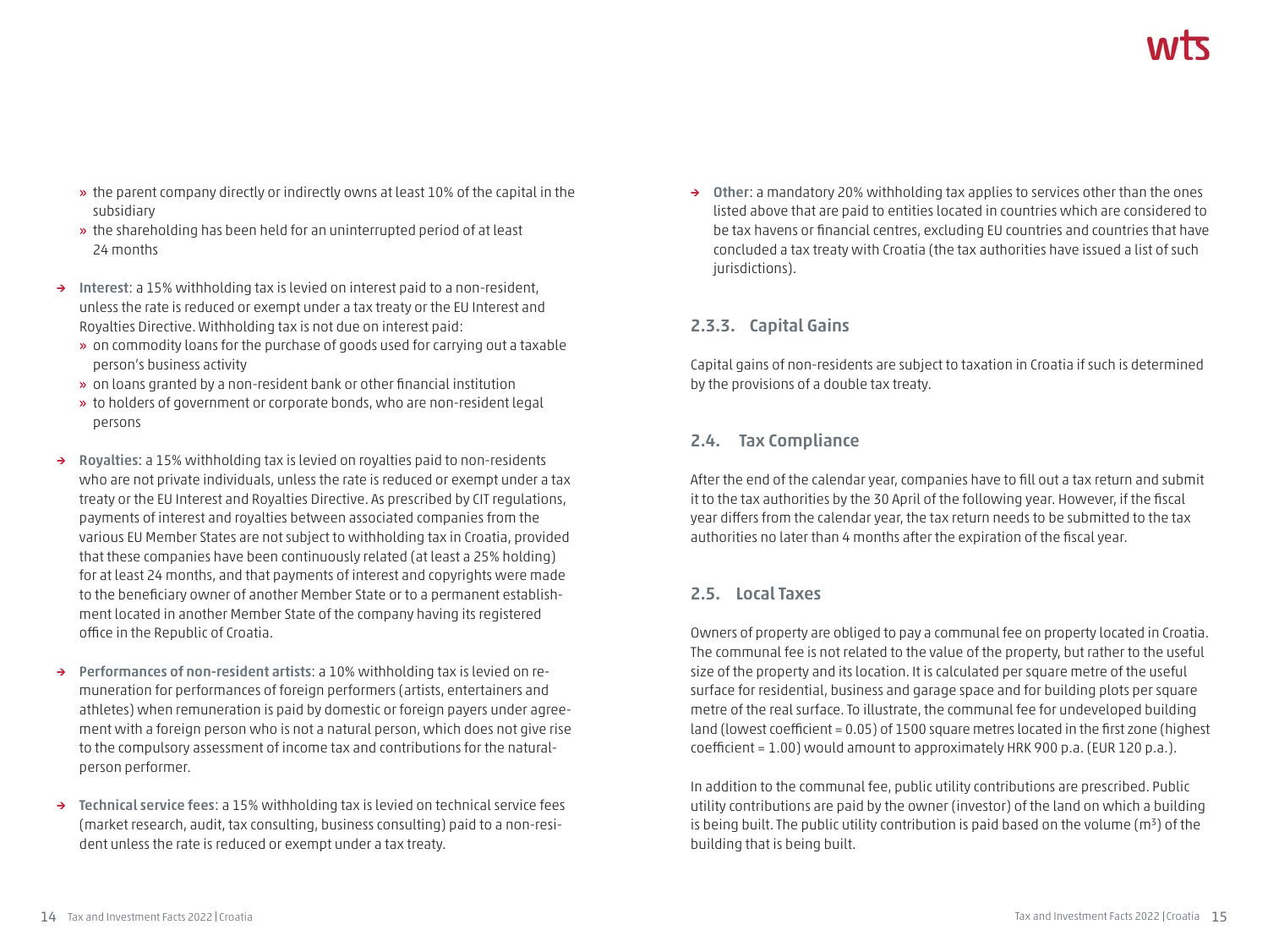- the parent company directly or indirectly owns at least 10% of the capital in the subsidiary
- the shareholding has been held for an uninterrupted period of at least 24 months

- **Interest**: a 15% withholding tax is levied on interest paid to a non-resident, unless the rate is reduced or exempt under a tax treaty or the EU Interest and Royalties Directive. Withholding tax is not due on interest paid:
  - on commodity loans for the purchase of goods used for carrying out a taxable person's business activity
  - on loans granted by a non-resident bank or other financial institution
  - to holders of government or corporate bonds, who are non-resident legal persons

- **Royalties**: a 15% withholding tax is levied on royalties paid to non-residents who are not private individuals, unless the rate is reduced or exempt under a tax treaty or the EU Interest and Royalties Directive. As prescribed by CIT regulations, payments of interest and royalties between associated companies from the various EU Member States are not subject to withholding tax in Croatia, provided that these companies have been continuously related (at least a 25% holding) for at least 24 months, and that payments of interest and copyrights were made to the beneficiary owner of another Member State or to a permanent establishment located in another Member State of the company having its registered office in the Republic of Croatia.

- **Performances of non-resident artists**: a 10% withholding tax is levied on remuneration for performances of foreign performers (artists, entertainers and athletes) when remuneration is paid by domestic or foreign payers under agreement with a foreign person who is not a natural person, which does not give rise to the compulsory assessment of income tax and contributions for the natural-person performer.

- **Technical service fees**: a 15% withholding tax is levied on technical service fees (market research, audit, tax consulting, business consulting) paid to a non-resident unless the rate is reduced or exempt under a tax treaty.

- **Other**: a mandatory 20% withholding tax applies to services other than the ones listed above that are paid to entities located in countries which are considered to be tax havens or financial centres, excluding EU countries and countries that have concluded a tax treaty with Croatia (the tax authorities have issued a list of such jurisdictions).

### 2.3.3. Capital Gains

Capital gains of non-residents are subject to taxation in Croatia if such is determined by the provisions of a double tax treaty.

## 2.4. Tax Compliance

After the end of the calendar year, companies have to fill out a tax return and submit it to the tax authorities by the 30 April of the following year. However, if the fiscal year differs from the calendar year, the tax return needs to be submitted to the tax authorities no later than 4 months after the expiration of the fiscal year.

## 2.5. Local Taxes

Owners of property are obliged to pay a communal fee on property located in Croatia. The communal fee is not related to the value of the property, but rather to the useful size of the property and its location. It is calculated per square metre of the useful surface for residential, business and garage space and for building plots per square metre of the real surface. To illustrate, the communal fee for undeveloped building land (lowest coefficient = 0.05) of 1500 square metres located in the first zone (highest coefficient = 1.00) would amount to approximately HRK 900 p.a. (EUR 120 p.a.).

In addition to the communal fee, public utility contributions are prescribed. Public utility contributions are paid by the owner (investor) of the land on which a building is being built. The public utility contribution is paid based on the volume ($m^3$) of the building that is being built.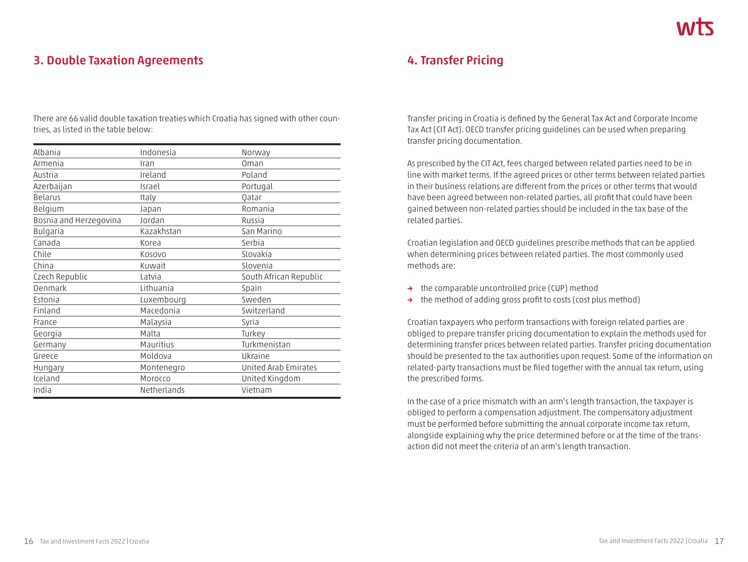## 3. Double Taxation Agreements

There are 66 valid double taxation treaties which Croatia has signed with other countries, as listed in the table below:

| | | |
|---|---|---|
| Albania | Indonesia | Norway |
| Armenia | Iran | Oman |
| Austria | Ireland | Poland |
| Azerbaijan | Israel | Portugal |
| Belarus | Italy | Qatar |
| Belgium | Japan | Romania |
| Bosnia and Herzegovina | Jordan | Russia |
| Bulgaria | Kazakhstan | San Marino |
| Canada | Korea | Serbia |
| Chile | Kosovo | Slovakia |
| China | Kuwait | Slovenia |
| Czech Republic | Latvia | South African Republic |
| Denmark | Lithuania | Spain |
| Estonia | Luxembourg | Sweden |
| Finland | Macedonia | Switzerland |
| France | Malaysia | Syria |
| Georgia | Malta | Turkey |
| Germany | Mauritius | Turkmenistan |
| Greece | Moldova | Ukraine |
| Hungary | Montenegro | United Arab Emirates |
| Iceland | Morocco | United Kingdom |
| India | Netherlands | Vietnam |

## 4. Transfer Pricing

Transfer pricing in Croatia is defined by the General Tax Act and Corporate Income Tax Act (CIT Act). OECD transfer pricing guidelines can be used when preparing transfer pricing documentation.

As prescribed by the CIT Act, fees charged between related parties need to be in line with market terms. If the agreed prices or other terms between related parties in their business relations are different from the prices or other terms that would have been agreed between non-related parties, all profit that could have been gained between non-related parties should be included in the tax base of the related parties.

Croatian legislation and OECD guidelines prescribe methods that can be applied when determining prices between related parties. The most commonly used methods are:

- the comparable uncontrolled price (CUP) method
- the method of adding gross profit to costs (cost plus method)

Croatian taxpayers who perform transactions with foreign related parties are obliged to prepare transfer pricing documentation to explain the methods used for determining transfer prices between related parties. Transfer pricing documentation should be presented to the tax authorities upon request. Some of the information on related-party transactions must be filed together with the annual tax return, using the prescribed forms.

In the case of a price mismatch with an arm's length transaction, the taxpayer is obliged to perform a compensation adjustment. The compensatory adjustment must be performed before submitting the annual corporate income tax return, alongside explaining why the price determined before or at the time of the transaction did not meet the criteria of an arm's length transaction.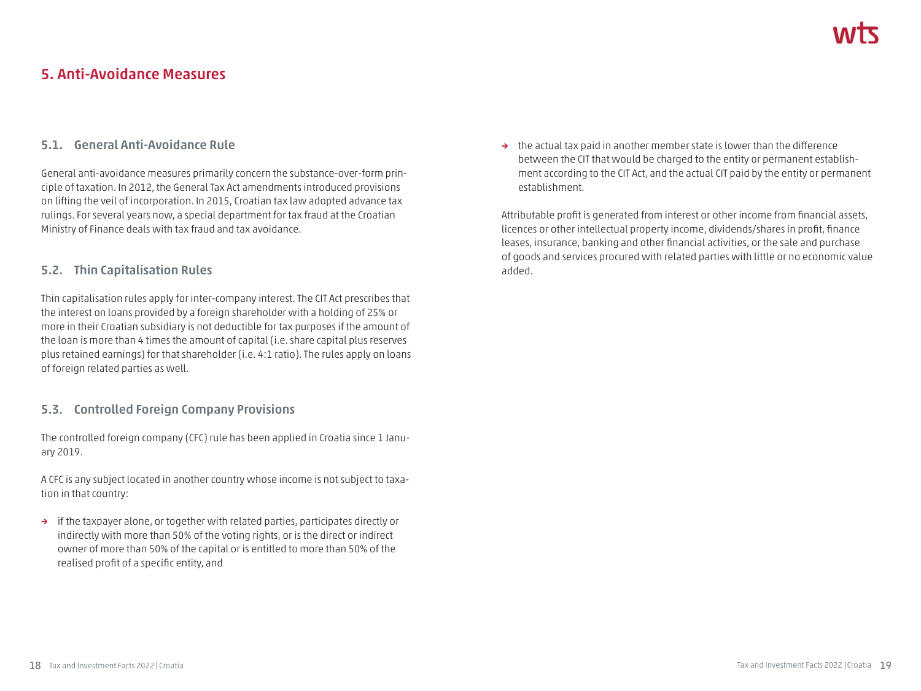# 5. Anti-Avoidance Measures

## 5.1. General Anti-Avoidance Rule

General anti-avoidance measures primarily concern the substance-over-form principle of taxation. In 2012, the General Tax Act amendments introduced provisions on lifting the veil of incorporation. In 2015, Croatian tax law adopted advance tax rulings. For several years now, a special department for tax fraud at the Croatian Ministry of Finance deals with tax fraud and tax avoidance.

## 5.2. Thin Capitalisation Rules

Thin capitalisation rules apply for inter-company interest. The CIT Act prescribes that the interest on loans provided by a foreign shareholder with a holding of 25% or more in their Croatian subsidiary is not deductible for tax purposes if the amount of the loan is more than 4 times the amount of capital (i.e. share capital plus reserves plus retained earnings) for that shareholder (i.e. 4:1 ratio). The rules apply on loans of foreign related parties as well.

## 5.3. Controlled Foreign Company Provisions

The controlled foreign company (CFC) rule has been applied in Croatia since 1 January 2019.

A CFC is any subject located in another country whose income is not subject to taxation in that country:

- if the taxpayer alone, or together with related parties, participates directly or indirectly with more than 50% of the voting rights, or is the direct or indirect owner of more than 50% of the capital or is entitled to more than 50% of the realised profit of a specific entity, and
- the actual tax paid in another member state is lower than the difference between the CIT that would be charged to the entity or permanent establishment according to the CIT Act, and the actual CIT paid by the entity or permanent establishment.

Attributable profit is generated from interest or other income from financial assets, licences or other intellectual property income, dividends/shares in profit, finance leases, insurance, banking and other financial activities, or the sale and purchase of goods and services procured with related parties with little or no economic value added.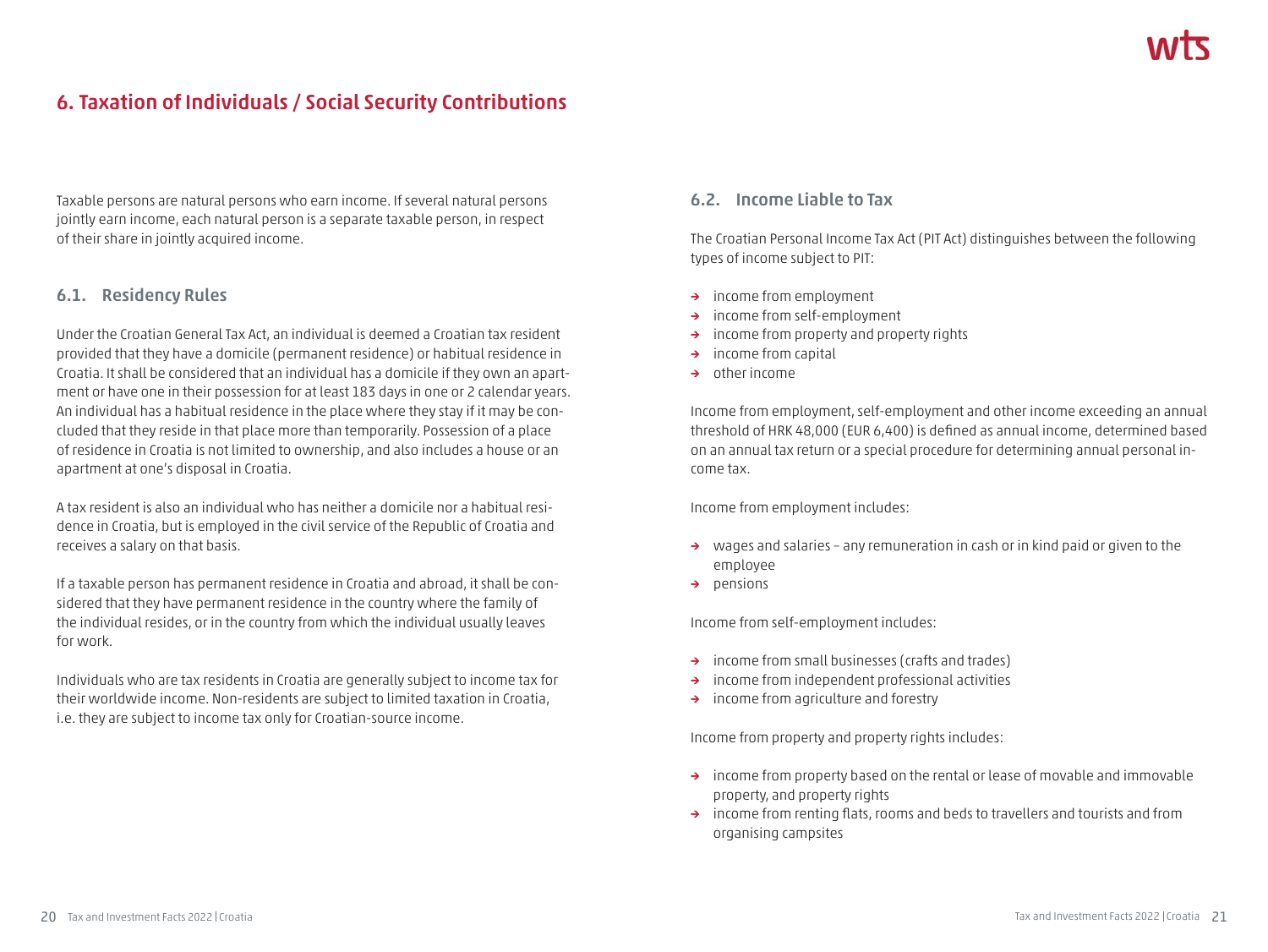## 6. Taxation of Individuals / Social Security Contributions

Taxable persons are natural persons who earn income. If several natural persons jointly earn income, each natural person is a separate taxable person, in respect of their share in jointly acquired income.

### 6.1. Residency Rules

Under the Croatian General Tax Act, an individual is deemed a Croatian tax resident provided that they have a domicile (permanent residence) or habitual residence in Croatia. It shall be considered that an individual has a domicile if they own an apartment or have one in their possession for at least 183 days in one or 2 calendar years. An individual has a habitual residence in the place where they stay if it may be concluded that they reside in that place more than temporarily. Possession of a place of residence in Croatia is not limited to ownership, and also includes a house or an apartment at one's disposal in Croatia.

A tax resident is also an individual who has neither a domicile nor a habitual residence in Croatia, but is employed in the civil service of the Republic of Croatia and receives a salary on that basis.

If a taxable person has permanent residence in Croatia and abroad, it shall be considered that they have permanent residence in the country where the family of the individual resides, or in the country from which the individual usually leaves for work.

Individuals who are tax residents in Croatia are generally subject to income tax for their worldwide income. Non-residents are subject to limited taxation in Croatia, i.e. they are subject to income tax only for Croatian-source income.

### 6.2. Income Liable to Tax

The Croatian Personal Income Tax Act (PIT Act) distinguishes between the following types of income subject to PIT:

- income from employment
- income from self-employment
- income from property and property rights
- income from capital
- other income

Income from employment, self-employment and other income exceeding an annual threshold of HRK 48,000 (EUR 6,400) is defined as annual income, determined based on an annual tax return or a special procedure for determining annual personal income tax.

Income from employment includes:

- wages and salaries – any remuneration in cash or in kind paid or given to the employee
- pensions

Income from self-employment includes:

- income from small businesses (crafts and trades)
- income from independent professional activities
- income from agriculture and forestry

Income from property and property rights includes:

- income from property based on the rental or lease of movable and immovable property, and property rights
- income from renting flats, rooms and beds to travellers and tourists and from organising campsites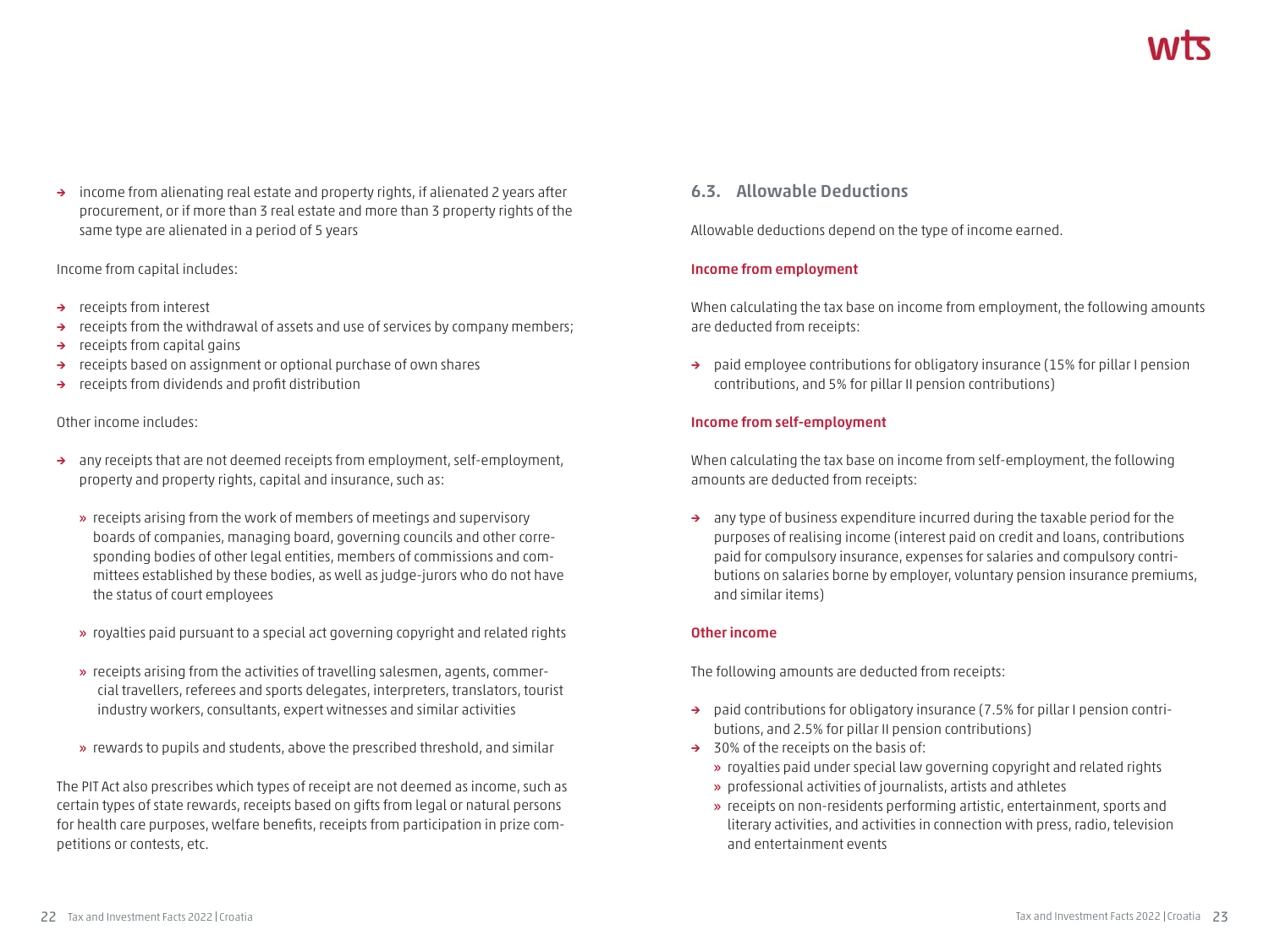- income from alienating real estate and property rights, if alienated 2 years after procurement, or if more than 3 real estate and more than 3 property rights of the same type are alienated in a period of 5 years

Income from capital includes:

- receipts from interest
- receipts from the withdrawal of assets and use of services by company members;
- receipts from capital gains
- receipts based on assignment or optional purchase of own shares
- receipts from dividends and profit distribution

Other income includes:

- any receipts that are not deemed receipts from employment, self-employment, property and property rights, capital and insurance, such as:
  - receipts arising from the work of members of meetings and supervisory boards of companies, managing board, governing councils and other corresponding bodies of other legal entities, members of commissions and committees established by these bodies, as well as judge-jurors who do not have the status of court employees
  - royalties paid pursuant to a special act governing copyright and related rights
  - receipts arising from the activities of travelling salesmen, agents, commercial travellers, referees and sports delegates, interpreters, translators, tourist industry workers, consultants, expert witnesses and similar activities
  - rewards to pupils and students, above the prescribed threshold, and similar

The PIT Act also prescribes which types of receipt are not deemed as income, such as certain types of state rewards, receipts based on gifts from legal or natural persons for health care purposes, welfare benefits, receipts from participation in prize competitions or contests, etc.

## 6.3. Allowable Deductions

Allowable deductions depend on the type of income earned.

**Income from employment**

When calculating the tax base on income from employment, the following amounts are deducted from receipts:

- paid employee contributions for obligatory insurance (15% for pillar I pension contributions, and 5% for pillar II pension contributions)

**Income from self-employment**

When calculating the tax base on income from self-employment, the following amounts are deducted from receipts:

- any type of business expenditure incurred during the taxable period for the purposes of realising income (interest paid on credit and loans, contributions paid for compulsory insurance, expenses for salaries and compulsory contributions on salaries borne by employer, voluntary pension insurance premiums, and similar items)

**Other income**

The following amounts are deducted from receipts:

- paid contributions for obligatory insurance (7.5% for pillar I pension contributions, and 2.5% for pillar II pension contributions)
- 30% of the receipts on the basis of:
  - royalties paid under special law governing copyright and related rights
  - professional activities of journalists, artists and athletes
  - receipts on non-residents performing artistic, entertainment, sports and literary activities, and activities in connection with press, radio, television and entertainment events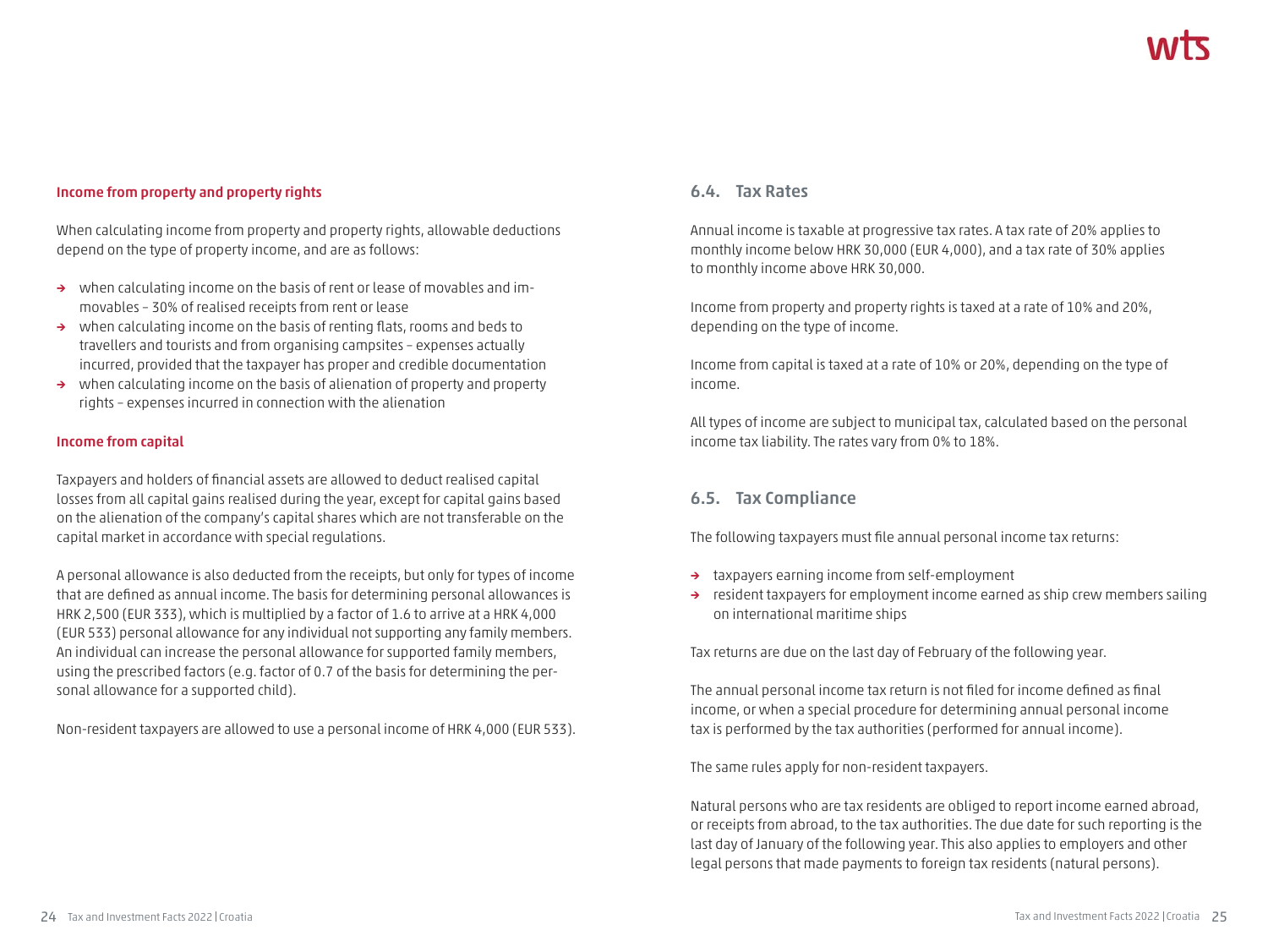#### Income from property and property rights

When calculating income from property and property rights, allowable deductions depend on the type of property income, and are as follows:

- when calculating income on the basis of rent or lease of movables and immovables – 30% of realised receipts from rent or lease
- when calculating income on the basis of renting flats, rooms and beds to travellers and tourists and from organising campsites – expenses actually incurred, provided that the taxpayer has proper and credible documentation
- when calculating income on the basis of alienation of property and property rights – expenses incurred in connection with the alienation

#### Income from capital

Taxpayers and holders of financial assets are allowed to deduct realised capital losses from all capital gains realised during the year, except for capital gains based on the alienation of the company's capital shares which are not transferable on the capital market in accordance with special regulations.

A personal allowance is also deducted from the receipts, but only for types of income that are defined as annual income. The basis for determining personal allowances is HRK 2,500 (EUR 333), which is multiplied by a factor of 1.6 to arrive at a HRK 4,000 (EUR 533) personal allowance for any individual not supporting any family members. An individual can increase the personal allowance for supported family members, using the prescribed factors (e.g. factor of 0.7 of the basis for determining the personal allowance for a supported child).

Non-resident taxpayers are allowed to use a personal income of HRK 4,000 (EUR 533).

### 6.4. Tax Rates

Annual income is taxable at progressive tax rates. A tax rate of 20% applies to monthly income below HRK 30,000 (EUR 4,000), and a tax rate of 30% applies to monthly income above HRK 30,000.

Income from property and property rights is taxed at a rate of 10% and 20%, depending on the type of income.

Income from capital is taxed at a rate of 10% or 20%, depending on the type of income.

All types of income are subject to municipal tax, calculated based on the personal income tax liability. The rates vary from 0% to 18%.

### 6.5. Tax Compliance

The following taxpayers must file annual personal income tax returns:

- taxpayers earning income from self-employment
- resident taxpayers for employment income earned as ship crew members sailing on international maritime ships

Tax returns are due on the last day of February of the following year.

The annual personal income tax return is not filed for income defined as final income, or when a special procedure for determining annual personal income tax is performed by the tax authorities (performed for annual income).

The same rules apply for non-resident taxpayers.

Natural persons who are tax residents are obliged to report income earned abroad, or receipts from abroad, to the tax authorities. The due date for such reporting is the last day of January of the following year. This also applies to employers and other legal persons that made payments to foreign tax residents (natural persons).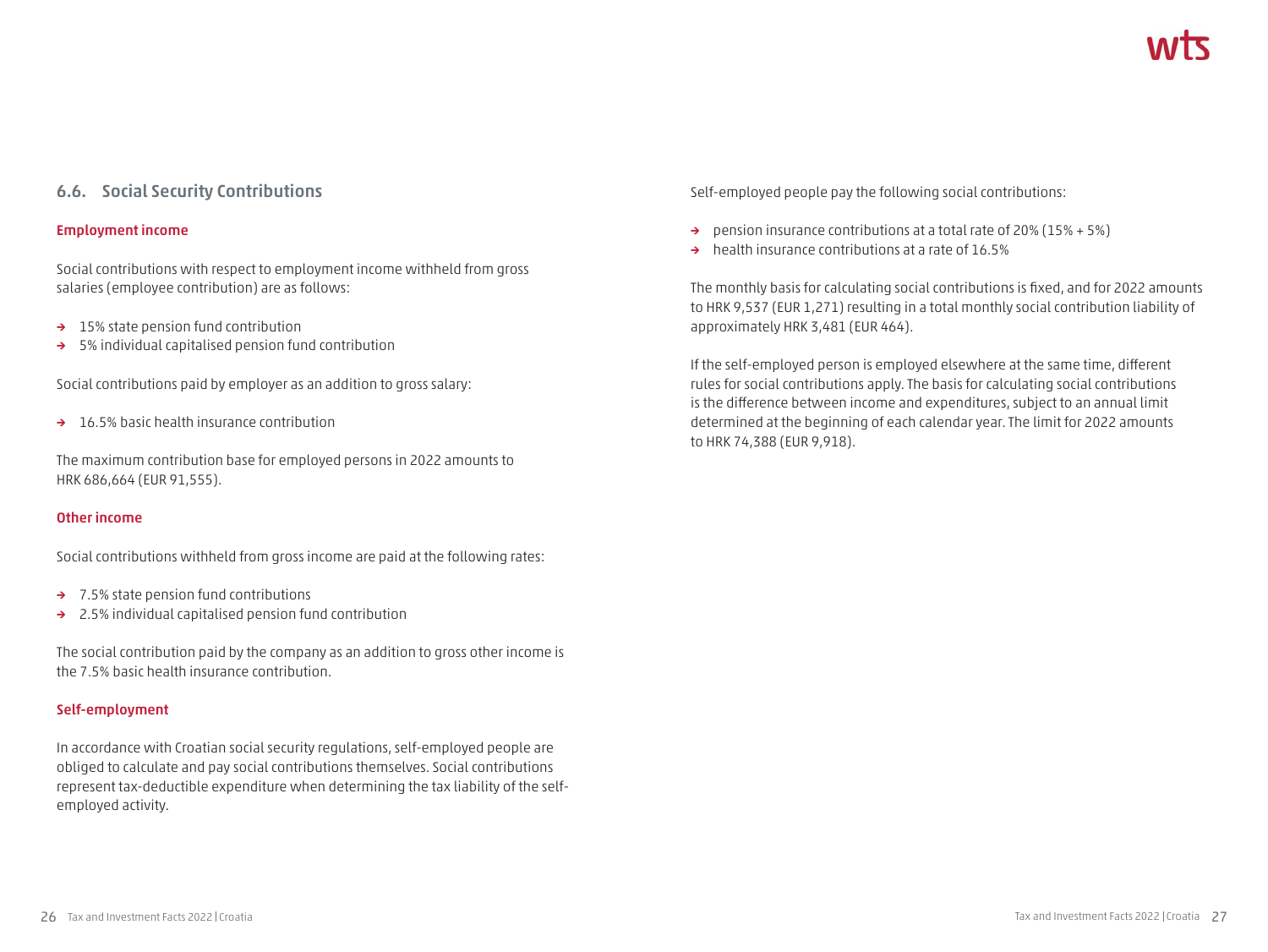## 6.6. Social Security Contributions

### Employment income

Social contributions with respect to employment income withheld from gross salaries (employee contribution) are as follows:

- 15% state pension fund contribution
- 5% individual capitalised pension fund contribution

Social contributions paid by employer as an addition to gross salary:

- 16.5% basic health insurance contribution

The maximum contribution base for employed persons in 2022 amounts to HRK 686,664 (EUR 91,555).

### Other income

Social contributions withheld from gross income are paid at the following rates:

- 7.5% state pension fund contributions
- 2.5% individual capitalised pension fund contribution

The social contribution paid by the company as an addition to gross other income is the 7.5% basic health insurance contribution.

### Self-employment

In accordance with Croatian social security regulations, self-employed people are obliged to calculate and pay social contributions themselves. Social contributions represent tax-deductible expenditure when determining the tax liability of the self-employed activity.

Self-employed people pay the following social contributions:

- pension insurance contributions at a total rate of 20% (15% + 5%)
- health insurance contributions at a rate of 16.5%

The monthly basis for calculating social contributions is fixed, and for 2022 amounts to HRK 9,537 (EUR 1,271) resulting in a total monthly social contribution liability of approximately HRK 3,481 (EUR 464).

If the self-employed person is employed elsewhere at the same time, different rules for social contributions apply. The basis for calculating social contributions is the difference between income and expenditures, subject to an annual limit determined at the beginning of each calendar year. The limit for 2022 amounts to HRK 74,388 (EUR 9,918).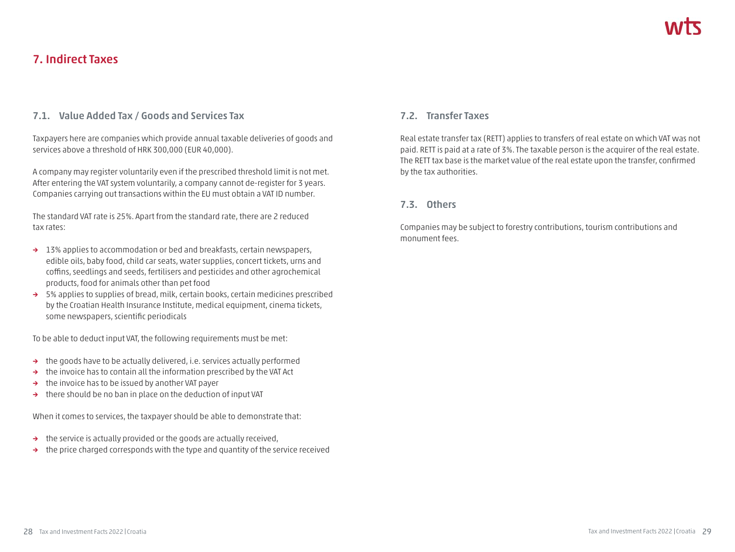# 7. Indirect Taxes

## 7.1. Value Added Tax / Goods and Services Tax

Taxpayers here are companies which provide annual taxable deliveries of goods and services above a threshold of HRK 300,000 (EUR 40,000).

A company may register voluntarily even if the prescribed threshold limit is not met. After entering the VAT system voluntarily, a company cannot de-register for 3 years. Companies carrying out transactions within the EU must obtain a VAT ID number.

The standard VAT rate is 25%. Apart from the standard rate, there are 2 reduced tax rates:

- 13% applies to accommodation or bed and breakfasts, certain newspapers, edible oils, baby food, child car seats, water supplies, concert tickets, urns and coffins, seedlings and seeds, fertilisers and pesticides and other agrochemical products, food for animals other than pet food
- 5% applies to supplies of bread, milk, certain books, certain medicines prescribed by the Croatian Health Insurance Institute, medical equipment, cinema tickets, some newspapers, scientific periodicals

To be able to deduct input VAT, the following requirements must be met:

- the goods have to be actually delivered, i.e. services actually performed
- the invoice has to contain all the information prescribed by the VAT Act
- the invoice has to be issued by another VAT payer
- there should be no ban in place on the deduction of input VAT

When it comes to services, the taxpayer should be able to demonstrate that:

- the service is actually provided or the goods are actually received,
- the price charged corresponds with the type and quantity of the service received

## 7.2. Transfer Taxes

Real estate transfer tax (RETT) applies to transfers of real estate on which VAT was not paid. RETT is paid at a rate of 3%. The taxable person is the acquirer of the real estate. The RETT tax base is the market value of the real estate upon the transfer, confirmed by the tax authorities.

## 7.3. Others

Companies may be subject to forestry contributions, tourism contributions and monument fees.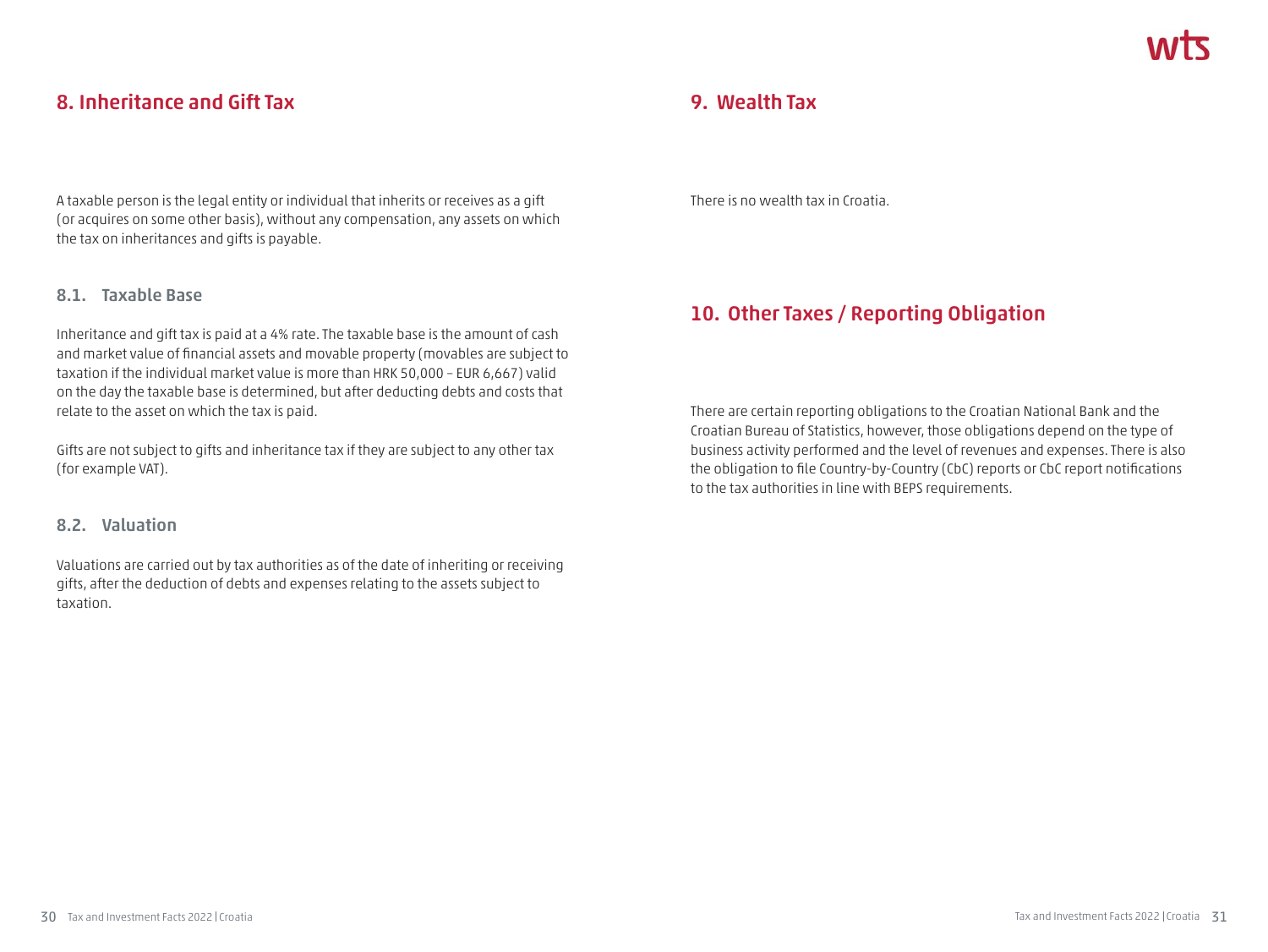## 8. Inheritance and Gift Tax

A taxable person is the legal entity or individual that inherits or receives as a gift (or acquires on some other basis), without any compensation, any assets on which the tax on inheritances and gifts is payable.

### 8.1. Taxable Base

Inheritance and gift tax is paid at a 4% rate. The taxable base is the amount of cash and market value of financial assets and movable property (movables are subject to taxation if the individual market value is more than HRK 50,000 – EUR 6,667) valid on the day the taxable base is determined, but after deducting debts and costs that relate to the asset on which the tax is paid.

Gifts are not subject to gifts and inheritance tax if they are subject to any other tax (for example VAT).

### 8.2. Valuation

Valuations are carried out by tax authorities as of the date of inheriting or receiving gifts, after the deduction of debts and expenses relating to the assets subject to taxation.

## 9. Wealth Tax

There is no wealth tax in Croatia.

## 10. Other Taxes / Reporting Obligation

There are certain reporting obligations to the Croatian National Bank and the Croatian Bureau of Statistics, however, those obligations depend on the type of business activity performed and the level of revenues and expenses. There is also the obligation to file Country-by-Country (CbC) reports or CbC report notifications to the tax authorities in line with BEPS requirements.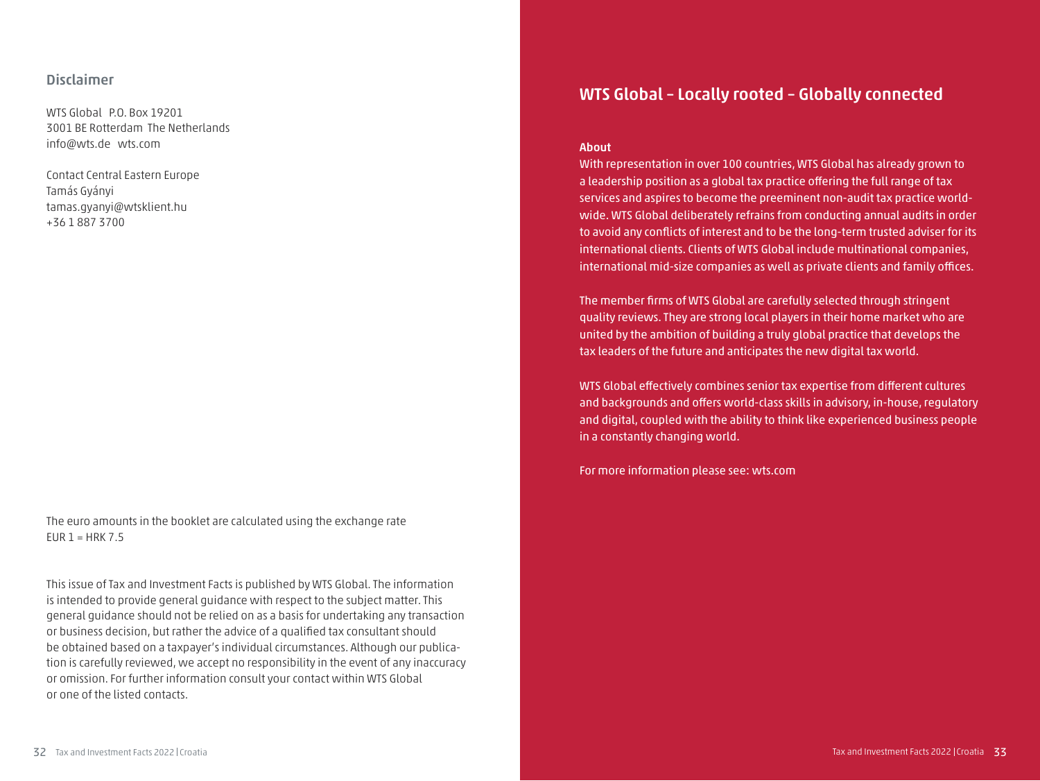## Disclaimer

WTS Global P.O. Box 19201
3001 BE Rotterdam The Netherlands
info@wts.de wts.com

Contact Central Eastern Europe
Tamás Gyányi
tamas.gyanyi@wtsklient.hu
+36 1 887 3700

The euro amounts in the booklet are calculated using the exchange rate
EUR 1 = HRK 7.5

This issue of Tax and Investment Facts is published by WTS Global. The information is intended to provide general guidance with respect to the subject matter. This general guidance should not be relied on as a basis for undertaking any transaction or business decision, but rather the advice of a qualified tax consultant should be obtained based on a taxpayer's individual circumstances. Although our publication is carefully reviewed, we accept no responsibility in the event of any inaccuracy or omission. For further information consult your contact within WTS Global or one of the listed contacts.

## WTS Global – Locally rooted – Globally connected

**About**

With representation in over 100 countries, WTS Global has already grown to a leadership position as a global tax practice offering the full range of tax services and aspires to become the preeminent non-audit tax practice worldwide. WTS Global deliberately refrains from conducting annual audits in order to avoid any conflicts of interest and to be the long-term trusted adviser for its international clients. Clients of WTS Global include multinational companies, international mid-size companies as well as private clients and family offices.

The member firms of WTS Global are carefully selected through stringent quality reviews. They are strong local players in their home market who are united by the ambition of building a truly global practice that develops the tax leaders of the future and anticipates the new digital tax world.

WTS Global effectively combines senior tax expertise from different cultures and backgrounds and offers world-class skills in advisory, in-house, regulatory and digital, coupled with the ability to think like experienced business people in a constantly changing world.

For more information please see: wts.com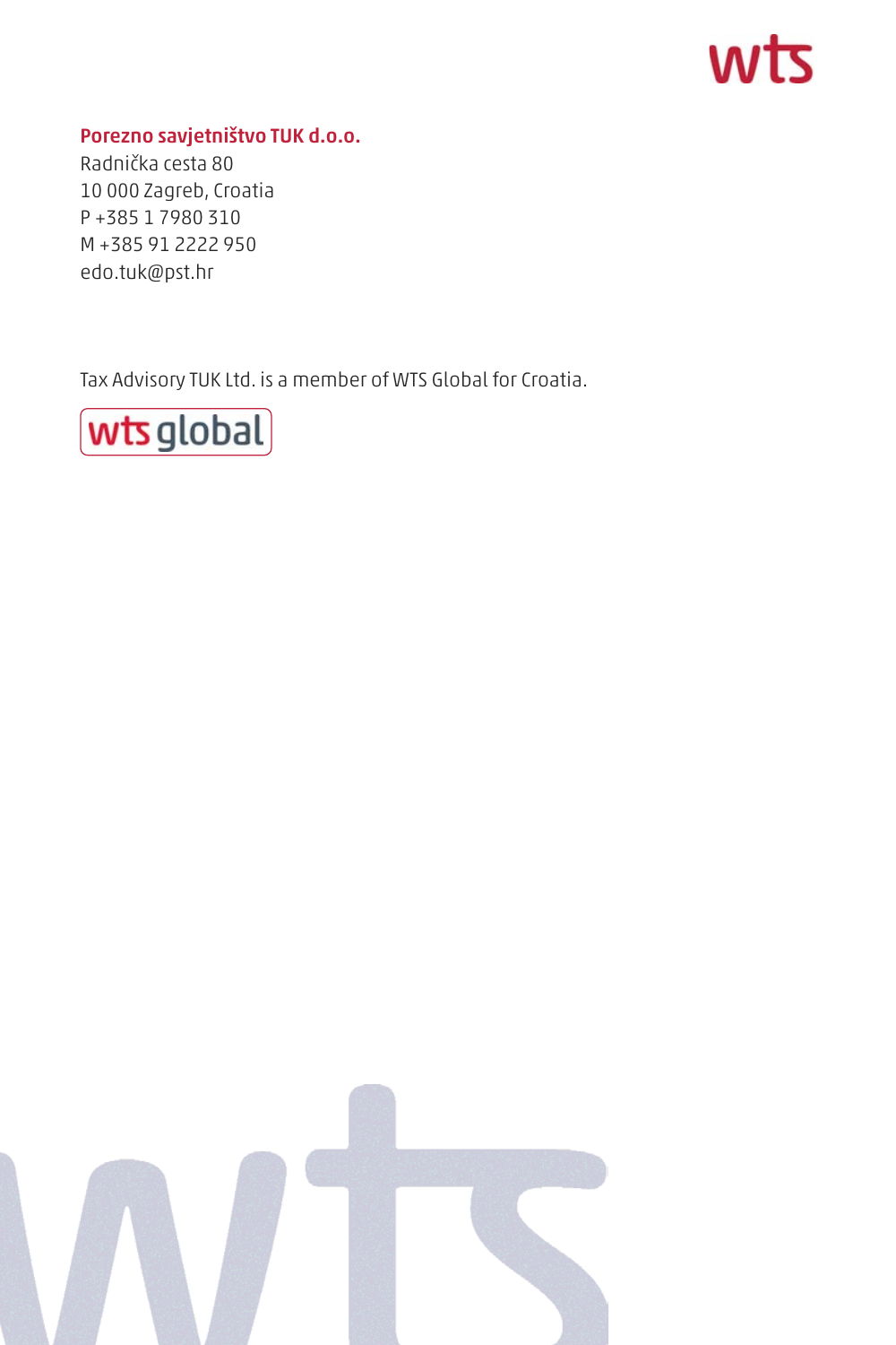**Porezno savjetništvo TUK d.o.o.**
Radnička cesta 80
10 000 Zagreb, Croatia
P +385 1 7980 310
M +385 91 2222 950
edo.tuk@pst.hr

Tax Advisory TUK Ltd. is a member of WTS Global for Croatia.